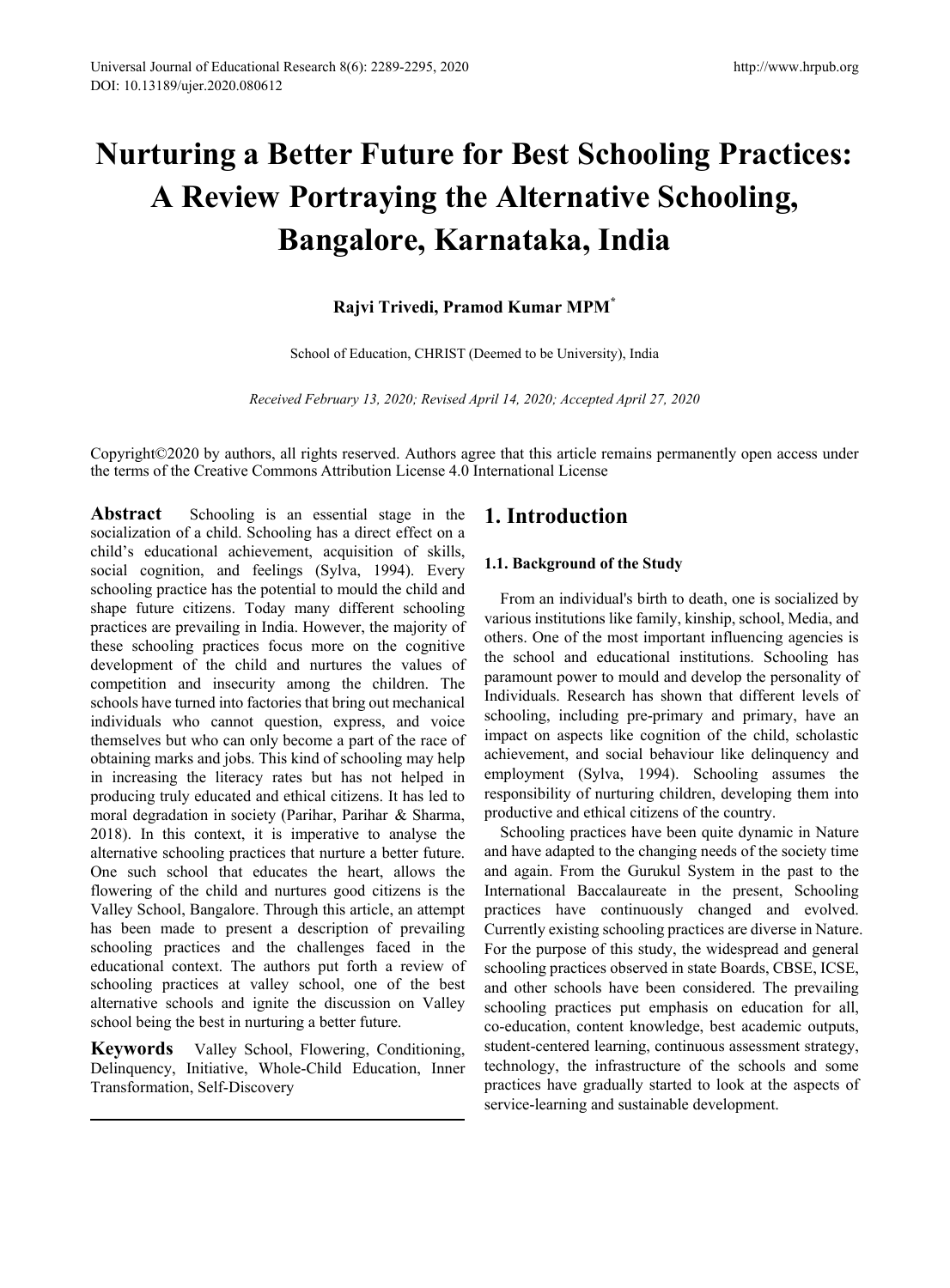# Nurturing a Better Future for Best Schooling Practices: A Review Portraying the Alternative Schooling, Bangalore, Karnataka, India

**Rajvi Trivedi, Pramod Kumar MPM***

School of Education, CHRIST (Deemed to be University), India

*Received February 13, 2020; Revised April 14, 2020; Accepted April 27, 2020*

Copyright©2020 by authors, all rights reserved. Authors agree that this article remains permanently open access under the terms of the Creative Commons Attribution License 4.0 International License

**Abstract** Schooling is an essential stage in the socialization of a child. Schooling has a direct effect on a child's educational achievement, acquisition of skills, social cognition, and feelings (Sylva, 1994). Every schooling practice has the potential to mould the child and shape future citizens. Today many different schooling practices are prevailing in India. However, the majority of these schooling practices focus more on the cognitive development of the child and nurtures the values of competition and insecurity among the children. The schools have turned into factories that bring out mechanical individuals who cannot question, express, and voice themselves but who can only become a part of the race of obtaining marks and jobs. This kind of schooling may help in increasing the literacy rates but has not helped in producing truly educated and ethical citizens. It has led to moral degradation in society (Parihar, Parihar & Sharma, 2018). In this context, it is imperative to analyse the alternative schooling practices that nurture a better future. One such school that educates the heart, allows the flowering of the child and nurtures good citizens is the Valley School, Bangalore. Through this article, an attempt has been made to present a description of prevailing schooling practices and the challenges faced in the educational context. The authors put forth a review of schooling practices at valley school, one of the best alternative schools and ignite the discussion on Valley school being the best in nurturing a better future.

**Keywords** Valley School, Flowering, Conditioning, Delinquency, Initiative, Whole-Child Education, Inner Transformation, Self-Discovery

## 1. Introduction

### 1.1. Background of the Study

From an individual's birth to death, one is socialized by various institutions like family, kinship, school, Media, and others. One of the most important influencing agencies is the school and educational institutions. Schooling has paramount power to mould and develop the personality of Individuals. Research has shown that different levels of schooling, including pre-primary and primary, have an impact on aspects like cognition of the child, scholastic achievement, and social behaviour like delinquency and employment (Sylva, 1994). Schooling assumes the responsibility of nurturing children, developing them into productive and ethical citizens of the country.

Schooling practices have been quite dynamic in Nature and have adapted to the changing needs of the society time and again. From the Gurukul System in the past to the International Baccalaureate in the present, Schooling practices have continuously changed and evolved. Currently existing schooling practices are diverse in Nature. For the purpose of this study, the widespread and general schooling practices observed in state Boards, CBSE, ICSE, and other schools have been considered. The prevailing schooling practices put emphasis on education for all, co-education, content knowledge, best academic outputs, student-centered learning, continuous assessment strategy, technology, the infrastructure of the schools and some practices have gradually started to look at the aspects of service-learning and sustainable development.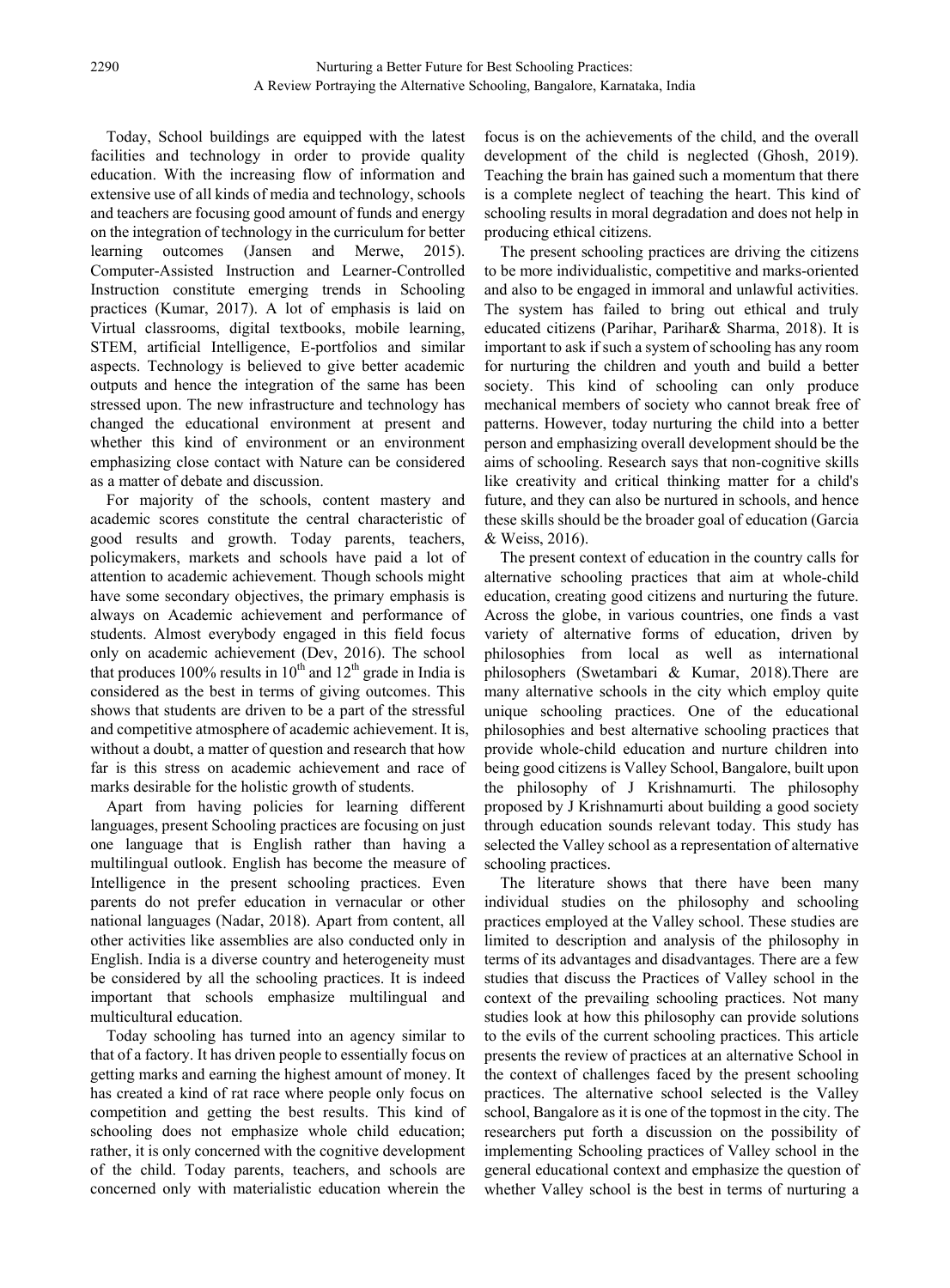Today, School buildings are equipped with the latest facilities and technology in order to provide quality education. With the increasing flow of information and extensive use of all kinds of media and technology, schools and teachers are focusing good amount of funds and energy on the integration of technology in the curriculum for better learning outcomes (Jansen and Merwe, 2015). Computer-Assisted Instruction and Learner-Controlled Instruction constitute emerging trends in Schooling practices (Kumar, 2017). A lot of emphasis is laid on Virtual classrooms, digital textbooks, mobile learning, STEM, artificial Intelligence, E-portfolios and similar aspects. Technology is believed to give better academic outputs and hence the integration of the same has been stressed upon. The new infrastructure and technology has changed the educational environment at present and whether this kind of environment or an environment emphasizing close contact with Nature can be considered as a matter of debate and discussion.

For majority of the schools, content mastery and academic scores constitute the central characteristic of good results and growth. Today parents, teachers, policymakers, markets and schools have paid a lot of attention to academic achievement. Though schools might have some secondary objectives, the primary emphasis is always on Academic achievement and performance of students. Almost everybody engaged in this field focus only on academic achievement (Dev, 2016). The school that produces 100% results in 10th and 12th grade in India is considered as the best in terms of giving outcomes. This shows that students are driven to be a part of the stressful and competitive atmosphere of academic achievement. It is, without a doubt, a matter of question and research that how far is this stress on academic achievement and race of marks desirable for the holistic growth of students.

Apart from having policies for learning different languages, present Schooling practices are focusing on just one language that is English rather than having a multilingual outlook. English has become the measure of Intelligence in the present schooling practices. Even parents do not prefer education in vernacular or other national languages (Nadar, 2018). Apart from content, all other activities like assemblies are also conducted only in English. India is a diverse country and heterogeneity must be considered by all the schooling practices. It is indeed important that schools emphasize multilingual and multicultural education.

Today schooling has turned into an agency similar to that of a factory. It has driven people to essentially focus on getting marks and earning the highest amount of money. It has created a kind of rat race where people only focus on competition and getting the best results. This kind of schooling does not emphasize whole child education; rather, it is only concerned with the cognitive development of the child. Today parents, teachers, and schools are concerned only with materialistic education wherein the focus is on the achievements of the child, and the overall development of the child is neglected (Ghosh, 2019). Teaching the brain has gained such a momentum that there is a complete neglect of teaching the heart. This kind of schooling results in moral degradation and does not help in producing ethical citizens.

The present schooling practices are driving the citizens to be more individualistic, competitive and marks-oriented and also to be engaged in immoral and unlawful activities. The system has failed to bring out ethical and truly educated citizens (Parihar, Parihar& Sharma, 2018). It is important to ask if such a system of schooling has any room for nurturing the children and youth and build a better society. This kind of schooling can only produce mechanical members of society who cannot break free of patterns. However, today nurturing the child into a better person and emphasizing overall development should be the aims of schooling. Research says that non-cognitive skills like creativity and critical thinking matter for a child's future, and they can also be nurtured in schools, and hence these skills should be the broader goal of education (Garcia & Weiss, 2016).

The present context of education in the country calls for alternative schooling practices that aim at whole-child education, creating good citizens and nurturing the future. Across the globe, in various countries, one finds a vast variety of alternative forms of education, driven by philosophies from local as well as international philosophers (Swetambari & Kumar, 2018).There are many alternative schools in the city which employ quite unique schooling practices. One of the educational philosophies and best alternative schooling practices that provide whole-child education and nurture children into being good citizens is Valley School, Bangalore, built upon the philosophy of J Krishnamurti. The philosophy proposed by J Krishnamurti about building a good society through education sounds relevant today. This study has selected the Valley school as a representation of alternative schooling practices.

The literature shows that there have been many individual studies on the philosophy and schooling practices employed at the Valley school. These studies are limited to description and analysis of the philosophy in terms of its advantages and disadvantages. There are a few studies that discuss the Practices of Valley school in the context of the prevailing schooling practices. Not many studies look at how this philosophy can provide solutions to the evils of the current schooling practices. This article presents the review of practices at an alternative School in the context of challenges faced by the present schooling practices. The alternative school selected is the Valley school, Bangalore as it is one of the topmost in the city. The researchers put forth a discussion on the possibility of implementing Schooling practices of Valley school in the general educational context and emphasize the question of whether Valley school is the best in terms of nurturing a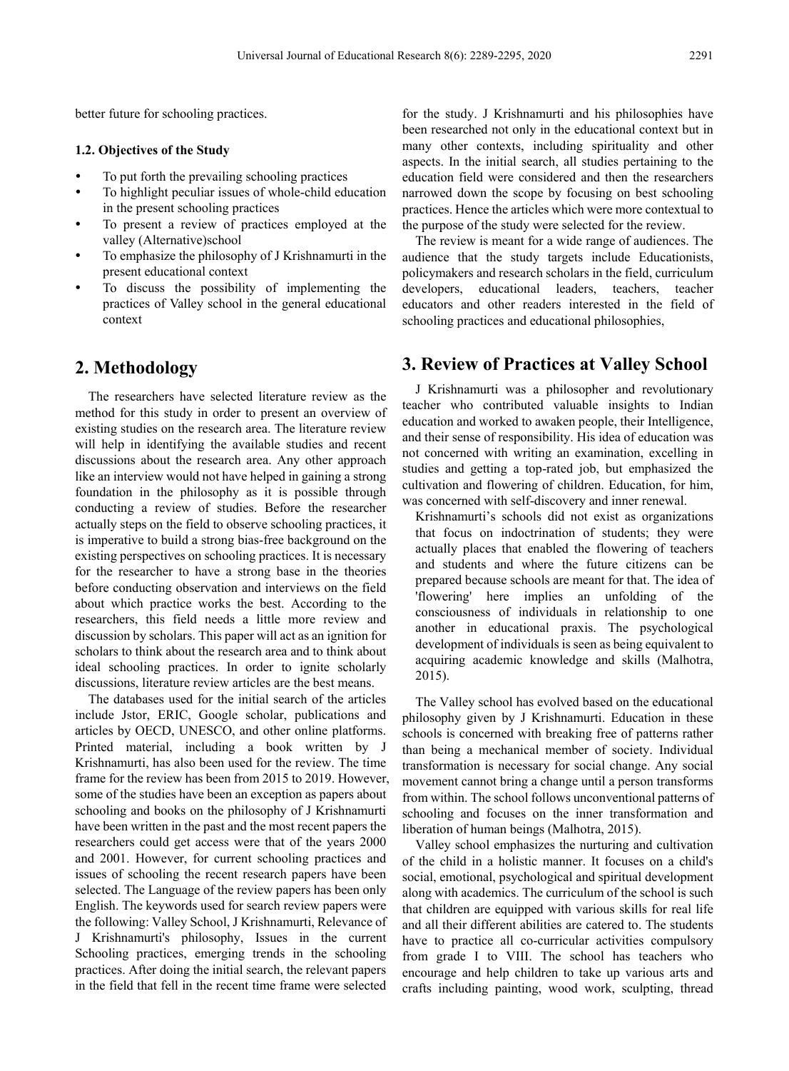better future for schooling practices.

### 1.2. Objectives of the Study

- To put forth the prevailing schooling practices
- To highlight peculiar issues of whole-child education in the present schooling practices
- To present a review of practices employed at the valley (Alternative)school
- To emphasize the philosophy of J Krishnamurti in the present educational context
- To discuss the possibility of implementing the practices of Valley school in the general educational context

## 2. Methodology

The researchers have selected literature review as the method for this study in order to present an overview of existing studies on the research area. The literature review will help in identifying the available studies and recent discussions about the research area. Any other approach like an interview would not have helped in gaining a strong foundation in the philosophy as it is possible through conducting a review of studies. Before the researcher actually steps on the field to observe schooling practices, it is imperative to build a strong bias-free background on the existing perspectives on schooling practices. It is necessary for the researcher to have a strong base in the theories before conducting observation and interviews on the field about which practice works the best. According to the researchers, this field needs a little more review and discussion by scholars. This paper will act as an ignition for scholars to think about the research area and to think about ideal schooling practices. In order to ignite scholarly discussions, literature review articles are the best means.

The databases used for the initial search of the articles include Jstor, ERIC, Google scholar, publications and articles by OECD, UNESCO, and other online platforms. Printed material, including a book written by J Krishnamurti, has also been used for the review. The time frame for the review has been from 2015 to 2019. However, some of the studies have been an exception as papers about schooling and books on the philosophy of J Krishnamurti have been written in the past and the most recent papers the researchers could get access were that of the years 2000 and 2001. However, for current schooling practices and issues of schooling the recent research papers have been selected. The Language of the review papers has been only English. The keywords used for search review papers were the following: Valley School, J Krishnamurti, Relevance of J Krishnamurti's philosophy, Issues in the current Schooling practices, emerging trends in the schooling practices. After doing the initial search, the relevant papers in the field that fell in the recent time frame were selected for the study. J Krishnamurti and his philosophies have been researched not only in the educational context but in many other contexts, including spirituality and other aspects. In the initial search, all studies pertaining to the education field were considered and then the researchers narrowed down the scope by focusing on best schooling practices. Hence the articles which were more contextual to the purpose of the study were selected for the review.

The review is meant for a wide range of audiences. The audience that the study targets include Educationists, policymakers and research scholars in the field, curriculum developers, educational leaders, teachers, teacher educators and other readers interested in the field of schooling practices and educational philosophies,

## 3. Review of Practices at Valley School

J Krishnamurti was a philosopher and revolutionary teacher who contributed valuable insights to Indian education and worked to awaken people, their Intelligence, and their sense of responsibility. His idea of education was not concerned with writing an examination, excelling in studies and getting a top-rated job, but emphasized the cultivation and flowering of children. Education, for him, was concerned with self-discovery and inner renewal.

> Krishnamurti's schools did not exist as organizations that focus on indoctrination of students; they were actually places that enabled the flowering of teachers and students and where the future citizens can be prepared because schools are meant for that. The idea of 'flowering' here implies an unfolding of the consciousness of individuals in relationship to one another in educational praxis. The psychological development of individuals is seen as being equivalent to acquiring academic knowledge and skills (Malhotra, 2015).

The Valley school has evolved based on the educational philosophy given by J Krishnamurti. Education in these schools is concerned with breaking free of patterns rather than being a mechanical member of society. Individual transformation is necessary for social change. Any social movement cannot bring a change until a person transforms from within. The school follows unconventional patterns of schooling and focuses on the inner transformation and liberation of human beings (Malhotra, 2015).

Valley school emphasizes the nurturing and cultivation of the child in a holistic manner. It focuses on a child's social, emotional, psychological and spiritual development along with academics. The curriculum of the school is such that children are equipped with various skills for real life and all their different abilities are catered to. The students have to practice all co-curricular activities compulsory from grade I to VIII. The school has teachers who encourage and help children to take up various arts and crafts including painting, wood work, sculpting, thread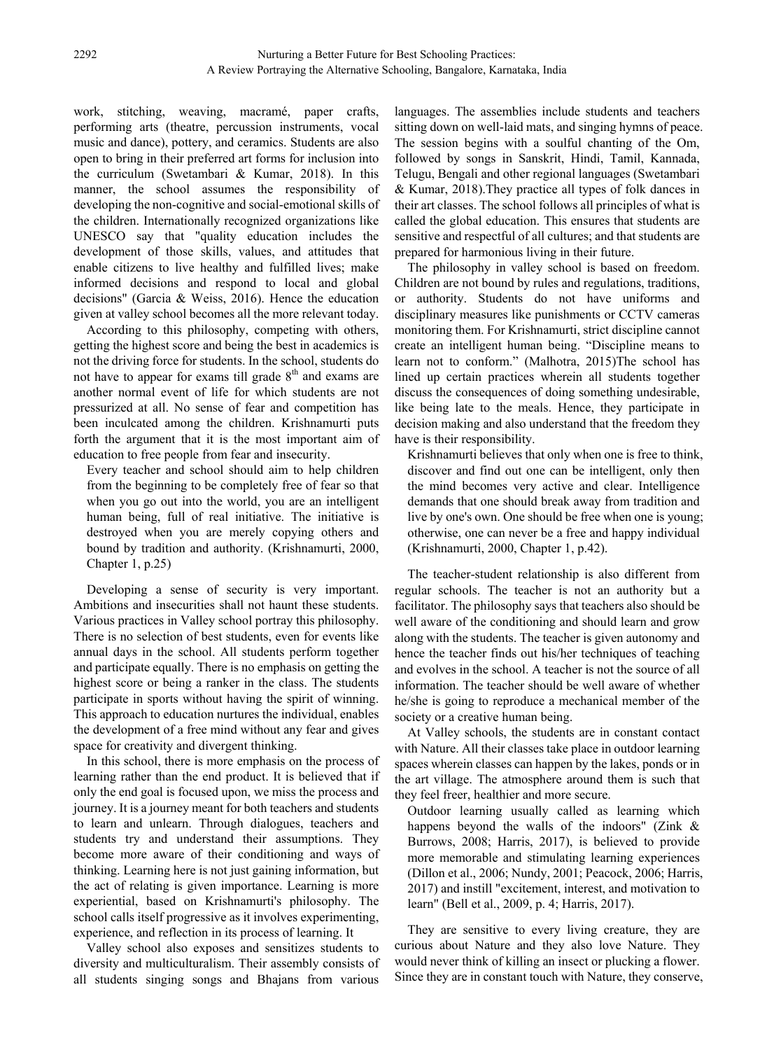work, stitching, weaving, macramé, paper crafts, performing arts (theatre, percussion instruments, vocal music and dance), pottery, and ceramics. Students are also open to bring in their preferred art forms for inclusion into the curriculum (Swetambari & Kumar, 2018). In this manner, the school assumes the responsibility of developing the non-cognitive and social-emotional skills of the children. Internationally recognized organizations like UNESCO say that "quality education includes the development of those skills, values, and attitudes that enable citizens to live healthy and fulfilled lives; make informed decisions and respond to local and global decisions" (Garcia & Weiss, 2016). Hence the education given at valley school becomes all the more relevant today.

According to this philosophy, competing with others, getting the highest score and being the best in academics is not the driving force for students. In the school, students do not have to appear for exams till grade 8th and exams are another normal event of life for which students are not pressurized at all. No sense of fear and competition has been inculcated among the children. Krishnamurti puts forth the argument that it is the most important aim of education to free people from fear and insecurity.

> Every teacher and school should aim to help children from the beginning to be completely free of fear so that when you go out into the world, you are an intelligent human being, full of real initiative. The initiative is destroyed when you are merely copying others and bound by tradition and authority. (Krishnamurti, 2000, Chapter 1, p.25)

Developing a sense of security is very important. Ambitions and insecurities shall not haunt these students. Various practices in Valley school portray this philosophy. There is no selection of best students, even for events like annual days in the school. All students perform together and participate equally. There is no emphasis on getting the highest score or being a ranker in the class. The students participate in sports without having the spirit of winning. This approach to education nurtures the individual, enables the development of a free mind without any fear and gives space for creativity and divergent thinking.

In this school, there is more emphasis on the process of learning rather than the end product. It is believed that if only the end goal is focused upon, we miss the process and journey. It is a journey meant for both teachers and students to learn and unlearn. Through dialogues, teachers and students try and understand their assumptions. They become more aware of their conditioning and ways of thinking. Learning here is not just gaining information, but the act of relating is given importance. Learning is more experiential, based on Krishnamurti's philosophy. The school calls itself progressive as it involves experimenting, experience, and reflection in its process of learning. It

Valley school also exposes and sensitizes students to diversity and multiculturalism. Their assembly consists of all students singing songs and Bhajans from various languages. The assemblies include students and teachers sitting down on well-laid mats, and singing hymns of peace. The session begins with a soulful chanting of the Om, followed by songs in Sanskrit, Hindi, Tamil, Kannada, Telugu, Bengali and other regional languages (Swetambari & Kumar, 2018).They practice all types of folk dances in their art classes. The school follows all principles of what is called the global education. This ensures that students are sensitive and respectful of all cultures; and that students are prepared for harmonious living in their future.

The philosophy in valley school is based on freedom. Children are not bound by rules and regulations, traditions, or authority. Students do not have uniforms and disciplinary measures like punishments or CCTV cameras monitoring them. For Krishnamurti, strict discipline cannot create an intelligent human being. "Discipline means to learn not to conform." (Malhotra, 2015)The school has lined up certain practices wherein all students together discuss the consequences of doing something undesirable, like being late to the meals. Hence, they participate in decision making and also understand that the freedom they have is their responsibility.

> Krishnamurti believes that only when one is free to think, discover and find out one can be intelligent, only then the mind becomes very active and clear. Intelligence demands that one should break away from tradition and live by one's own. One should be free when one is young; otherwise, one can never be a free and happy individual (Krishnamurti, 2000, Chapter 1, p.42).

The teacher-student relationship is also different from regular schools. The teacher is not an authority but a facilitator. The philosophy says that teachers also should be well aware of the conditioning and should learn and grow along with the students. The teacher is given autonomy and hence the teacher finds out his/her techniques of teaching and evolves in the school. A teacher is not the source of all information. The teacher should be well aware of whether he/she is going to reproduce a mechanical member of the society or a creative human being.

At Valley schools, the students are in constant contact with Nature. All their classes take place in outdoor learning spaces wherein classes can happen by the lakes, ponds or in the art village. The atmosphere around them is such that they feel freer, healthier and more secure.

> Outdoor learning usually called as learning which happens beyond the walls of the indoors" (Zink & Burrows, 2008; Harris, 2017), is believed to provide more memorable and stimulating learning experiences (Dillon et al., 2006; Nundy, 2001; Peacock, 2006; Harris, 2017) and instill "excitement, interest, and motivation to learn" (Bell et al., 2009, p. 4; Harris, 2017).

They are sensitive to every living creature, they are curious about Nature and they also love Nature. They would never think of killing an insect or plucking a flower. Since they are in constant touch with Nature, they conserve,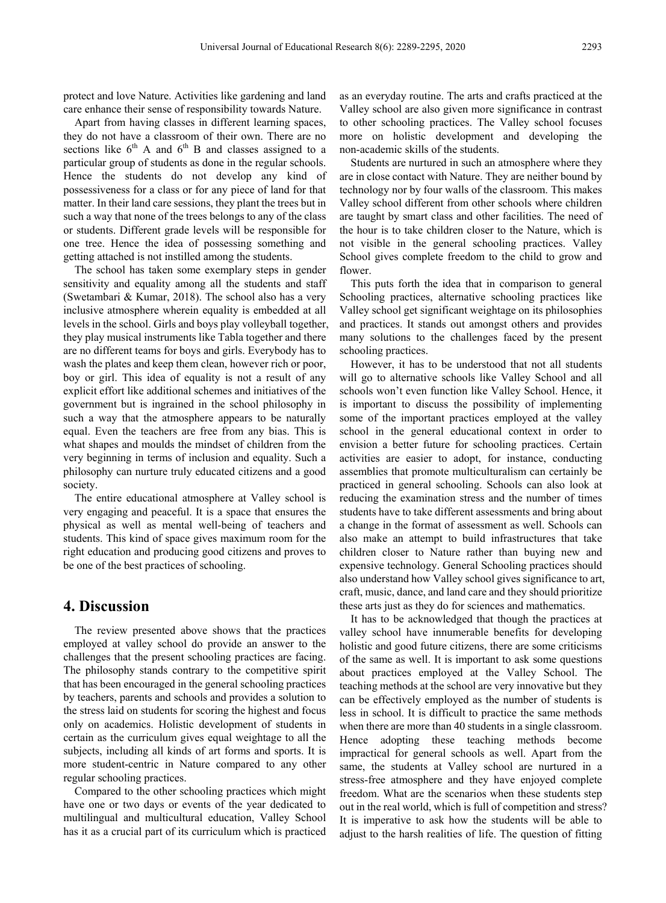protect and love Nature. Activities like gardening and land care enhance their sense of responsibility towards Nature.

Apart from having classes in different learning spaces, they do not have a classroom of their own. There are no sections like 6th A and 6th B and classes assigned to a particular group of students as done in the regular schools. Hence the students do not develop any kind of possessiveness for a class or for any piece of land for that matter. In their land care sessions, they plant the trees but in such a way that none of the trees belongs to any of the class or students. Different grade levels will be responsible for one tree. Hence the idea of possessing something and getting attached is not instilled among the students.

The school has taken some exemplary steps in gender sensitivity and equality among all the students and staff (Swetambari & Kumar, 2018). The school also has a very inclusive atmosphere wherein equality is embedded at all levels in the school. Girls and boys play volleyball together, they play musical instruments like Tabla together and there are no different teams for boys and girls. Everybody has to wash the plates and keep them clean, however rich or poor, boy or girl. This idea of equality is not a result of any explicit effort like additional schemes and initiatives of the government but is ingrained in the school philosophy in such a way that the atmosphere appears to be naturally equal. Even the teachers are free from any bias. This is what shapes and moulds the mindset of children from the very beginning in terms of inclusion and equality. Such a philosophy can nurture truly educated citizens and a good society.

The entire educational atmosphere at Valley school is very engaging and peaceful. It is a space that ensures the physical as well as mental well-being of teachers and students. This kind of space gives maximum room for the right education and producing good citizens and proves to be one of the best practices of schooling.

## 4. Discussion

The review presented above shows that the practices employed at valley school do provide an answer to the challenges that the present schooling practices are facing. The philosophy stands contrary to the competitive spirit that has been encouraged in the general schooling practices by teachers, parents and schools and provides a solution to the stress laid on students for scoring the highest and focus only on academics. Holistic development of students in certain as the curriculum gives equal weightage to all the subjects, including all kinds of art forms and sports. It is more student-centric in Nature compared to any other regular schooling practices.

Compared to the other schooling practices which might have one or two days or events of the year dedicated to multilingual and multicultural education, Valley School has it as a crucial part of its curriculum which is practiced as an everyday routine. The arts and crafts practiced at the Valley school are also given more significance in contrast to other schooling practices. The Valley school focuses more on holistic development and developing the non-academic skills of the students.

Students are nurtured in such an atmosphere where they are in close contact with Nature. They are neither bound by technology nor by four walls of the classroom. This makes Valley school different from other schools where children are taught by smart class and other facilities. The need of the hour is to take children closer to the Nature, which is not visible in the general schooling practices. Valley School gives complete freedom to the child to grow and flower.

This puts forth the idea that in comparison to general Schooling practices, alternative schooling practices like Valley school get significant weightage on its philosophies and practices. It stands out amongst others and provides many solutions to the challenges faced by the present schooling practices.

However, it has to be understood that not all students will go to alternative schools like Valley School and all schools won't even function like Valley School. Hence, it is important to discuss the possibility of implementing some of the important practices employed at the valley school in the general educational context in order to envision a better future for schooling practices. Certain activities are easier to adopt, for instance, conducting assemblies that promote multiculturalism can certainly be practiced in general schooling. Schools can also look at reducing the examination stress and the number of times students have to take different assessments and bring about a change in the format of assessment as well. Schools can also make an attempt to build infrastructures that take children closer to Nature rather than buying new and expensive technology. General Schooling practices should also understand how Valley school gives significance to art, craft, music, dance, and land care and they should prioritize these arts just as they do for sciences and mathematics.

It has to be acknowledged that though the practices at valley school have innumerable benefits for developing holistic and good future citizens, there are some criticisms of the same as well. It is important to ask some questions about practices employed at the Valley School. The teaching methods at the school are very innovative but they can be effectively employed as the number of students is less in school. It is difficult to practice the same methods when there are more than 40 students in a single classroom. Hence adopting these teaching methods become impractical for general schools as well. Apart from the same, the students at Valley school are nurtured in a stress-free atmosphere and they have enjoyed complete freedom. What are the scenarios when these students step out in the real world, which is full of competition and stress? It is imperative to ask how the students will be able to adjust to the harsh realities of life. The question of fitting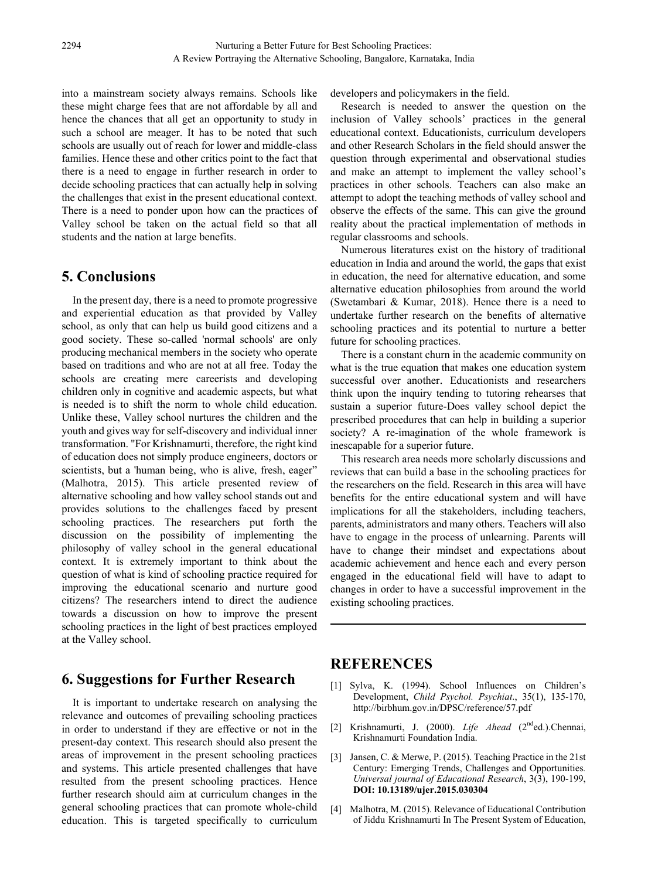into a mainstream society always remains. Schools like these might charge fees that are not affordable by all and hence the chances that all get an opportunity to study in such a school are meager. It has to be noted that such schools are usually out of reach for lower and middle-class families. Hence these and other critics point to the fact that there is a need to engage in further research in order to decide schooling practices that can actually help in solving the challenges that exist in the present educational context. There is a need to ponder upon how can the practices of Valley school be taken on the actual field so that all students and the nation at large benefits.

## 5. Conclusions

In the present day, there is a need to promote progressive and experiential education as that provided by Valley school, as only that can help us build good citizens and a good society. These so-called 'normal schools' are only producing mechanical members in the society who operate based on traditions and who are not at all free. Today the schools are creating mere careerists and developing children only in cognitive and academic aspects, but what is needed is to shift the norm to whole child education. Unlike these, Valley school nurtures the children and the youth and gives way for self-discovery and individual inner transformation. "For Krishnamurti, therefore, the right kind of education does not simply produce engineers, doctors or scientists, but a 'human being, who is alive, fresh, eager" (Malhotra, 2015). This article presented review of alternative schooling and how valley school stands out and provides solutions to the challenges faced by present schooling practices. The researchers put forth the discussion on the possibility of implementing the philosophy of valley school in the general educational context. It is extremely important to think about the question of what is kind of schooling practice required for improving the educational scenario and nurture good citizens? The researchers intend to direct the audience towards a discussion on how to improve the present schooling practices in the light of best practices employed at the Valley school.

## 6. Suggestions for Further Research

It is important to undertake research on analysing the relevance and outcomes of prevailing schooling practices in order to understand if they are effective or not in the present-day context. This research should also present the areas of improvement in the present schooling practices and systems. This article presented challenges that have resulted from the present schooling practices. Hence further research should aim at curriculum changes in the general schooling practices that can promote whole-child education. This is targeted specifically to curriculum developers and policymakers in the field.

Research is needed to answer the question on the inclusion of Valley schools' practices in the general educational context. Educationists, curriculum developers and other Research Scholars in the field should answer the question through experimental and observational studies and make an attempt to implement the valley school's practices in other schools. Teachers can also make an attempt to adopt the teaching methods of valley school and observe the effects of the same. This can give the ground reality about the practical implementation of methods in regular classrooms and schools.

Numerous literatures exist on the history of traditional education in India and around the world, the gaps that exist in education, the need for alternative education, and some alternative education philosophies from around the world (Swetambari & Kumar, 2018). Hence there is a need to undertake further research on the benefits of alternative schooling practices and its potential to nurture a better future for schooling practices.

There is a constant churn in the academic community on what is the true equation that makes one education system successful over another. Educationists and researchers think upon the inquiry tending to tutoring rehearses that sustain a superior future-Does valley school depict the prescribed procedures that can help in building a superior society? A re-imagination of the whole framework is inescapable for a superior future.

This research area needs more scholarly discussions and reviews that can build a base in the schooling practices for the researchers on the field. Research in this area will have benefits for the entire educational system and will have implications for all the stakeholders, including teachers, parents, administrators and many others. Teachers will also have to engage in the process of unlearning. Parents will have to change their mindset and expectations about academic achievement and hence each and every person engaged in the educational field will have to adapt to changes in order to have a successful improvement in the existing schooling practices.

## REFERENCES

[1] Sylva, K. (1994). School Influences on Children's Development, *Child Psychol. Psychiat*., 35(1), 135-170, http://birbhum.gov.in/DPSC/reference/57.pdf

[2] Krishnamurti, J. (2000). *Life Ahead* (2nd ed.).Chennai, Krishnamurti Foundation India.

[3] Jansen, C. & Merwe, P. (2015). Teaching Practice in the 21st Century: Emerging Trends, Challenges and Opportunities. *Universal journal of Educational Research*, 3(3), 190-199, **DOI: 10.13189/ujer.2015.030304**

[4] Malhotra, M. (2015). Relevance of Educational Contribution of Jiddu Krishnamurti In The Present System of Education,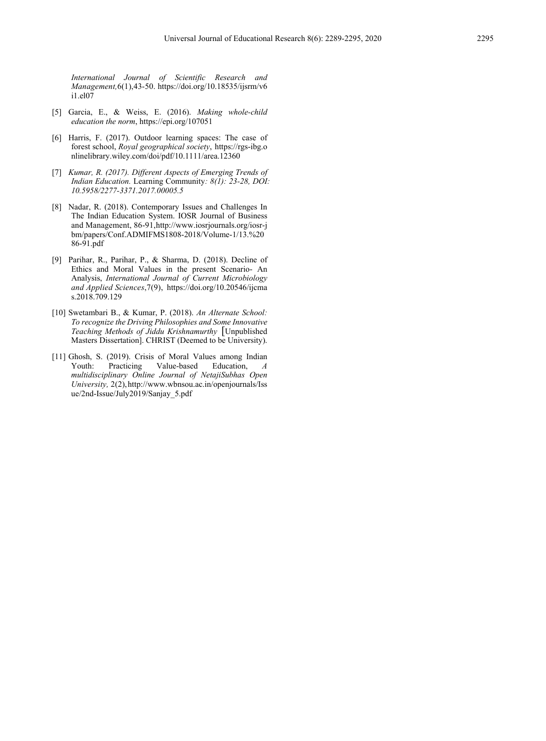*International Journal of Scientific Research and Management,*6(1),43-50. https://doi.org/10.18535/ijsrm/v6i1.el07

[5] Garcia, E., & Weiss, E. (2016). *Making whole-child education the norm*, https://epi.org/107051

[6] Harris, F. (2017). Outdoor learning spaces: The case of forest school, *Royal geographical society*, https://rgs-ibg.onlinelibrary.wiley.com/doi/pdf/10.1111/area.12360

[7] *Kumar, R. (2017). Different Aspects of Emerging Trends of Indian Education.* Learning Community*: 8(1): 23-28, DOI: 10.5958/2277-3371.2017.00005.5*

[8] Nadar, R. (2018). Contemporary Issues and Challenges In The Indian Education System. IOSR Journal of Business and Management, 86-91,http://www.iosrjournals.org/iosr-jbm/papers/Conf.ADMIFMS1808-2018/Volume-1/13.%2086-91.pdf

[9] Parihar, R., Parihar, P., & Sharma, D. (2018). Decline of Ethics and Moral Values in the present Scenario- An Analysis, *International Journal of Current Microbiology and Applied Sciences*,7(9), https://doi.org/10.20546/ijcmas.2018.709.129

[10] Swetambari B., & Kumar, P. (2018). *An Alternate School: To recognize the Driving Philosophies and Some Innovative Teaching Methods of Jiddu Krishnamurthy* [Unpublished Masters Dissertation]. CHRIST (Deemed to be University).

[11] Ghosh, S. (2019). Crisis of Moral Values among Indian Youth: Practicing Value-based Education, *A multidisciplinary Online Journal of NetajiSubhas Open University,* 2(2), http://www.wbnsou.ac.in/openjournals/Issue/2nd-Issue/July2019/Sanjay_5.pdf